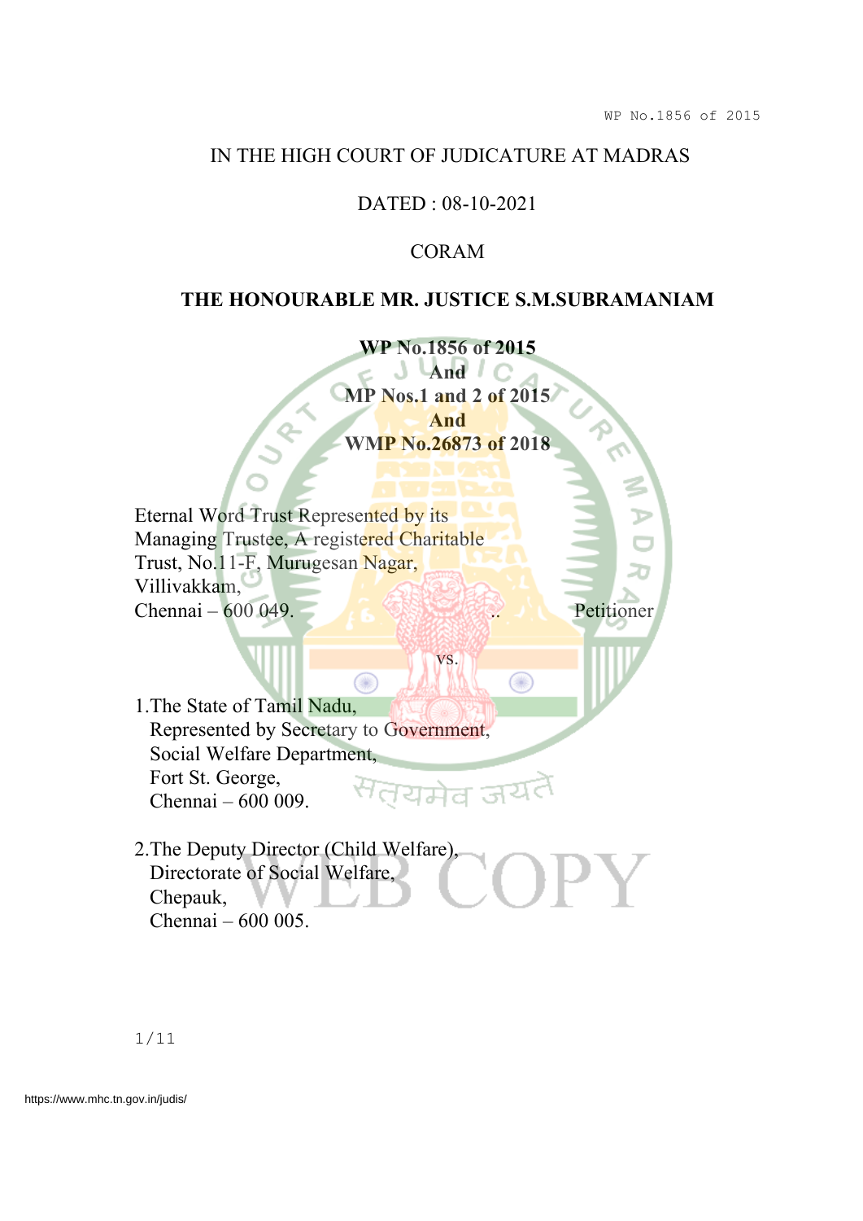IN THE HIGH COURT OF JUDICATURE AT MADRAS

DATED : 08-10-2021

CORAM

**THE HONOURABLE MR. JUSTICE S.M.SUBRAMANIAM**

**WP No.1856 of 2015**
**And**
**MP Nos.1 and 2 of 2015**
**And**
**WMP No.26873 of 2018**

Eternal Word Trust Represented by its
Managing Trustee, A registered Charitable
Trust, No.11-F, Murugesan Nagar,
Villivakkam,
Chennai – 600 049. .. Petitioner

vs.

1.The State of Tamil Nadu,
Represented by Secretary to Government,
Social Welfare Department,
Fort St. George,
Chennai – 600 009.

2.The Deputy Director (Child Welfare),
Directorate of Social Welfare,
Chepauk,
Chennai – 600 005.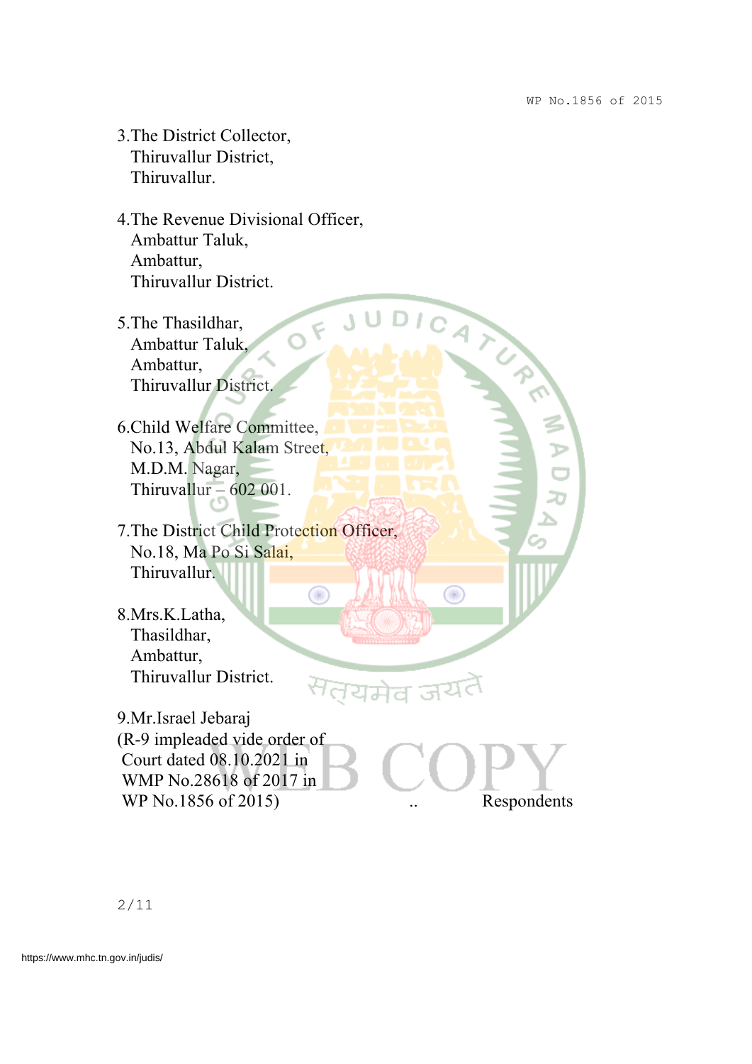3.The District Collector,
Thiruvallur District,
Thiruvallur.

4.The Revenue Divisional Officer,
Ambattur Taluk,
Ambattur,
Thiruvallur District.

5.The Thasildhar,
Ambattur Taluk,
Ambattur,
Thiruvallur District.

6.Child Welfare Committee,
No.13, Abdul Kalam Street,
M.D.M. Nagar,
Thiruvallur – 602 001.

7.The District Child Protection Officer,
No.18, Ma Po Si Salai,
Thiruvallur.

8.Mrs.K.Latha,
Thasildhar,
Ambattur,
Thiruvallur District.

9.Mr.Israel Jebaraj
(R-9 impleaded vide order of
Court dated 08.10.2021 in
WMP No.28618 of 2017 in
WP No.1856 of 2015) .. Respondents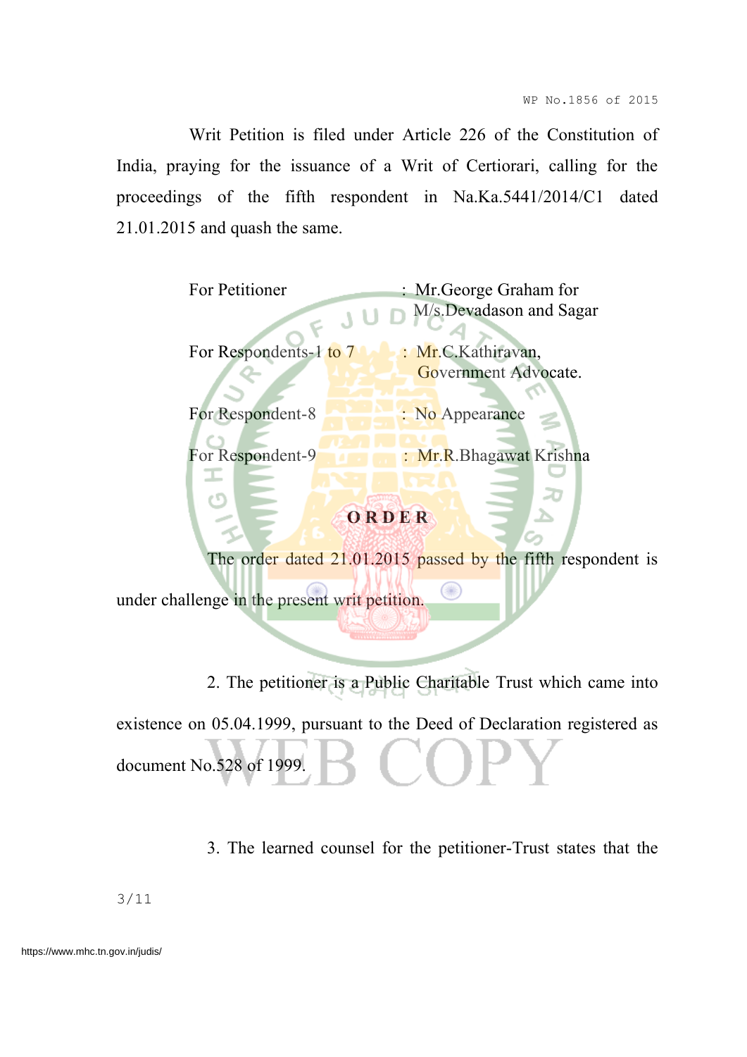Writ Petition is filed under Article 226 of the Constitution of India, praying for the issuance of a Writ of Certiorari, calling for the proceedings of the fifth respondent in Na.Ka.5441/2014/C1 dated 21.01.2015 and quash the same.

| | |
|---|---|
| For Petitioner | : Mr.George Graham for M/s.Devadason and Sagar |
| For Respondents-1 to 7 | : Mr.C.Kathiravan, Government Advocate. |
| For Respondent-8 | : No Appearance |
| For Respondent-9 | : Mr.R.Bhagawat Krishna |

**ORDER**

The order dated 21.01.2015 passed by the fifth respondent is under challenge in the present writ petition.

2. The petitioner is a Public Charitable Trust which came into existence on 05.04.1999, pursuant to the Deed of Declaration registered as document No.528 of 1999.

3. The learned counsel for the petitioner-Trust states that the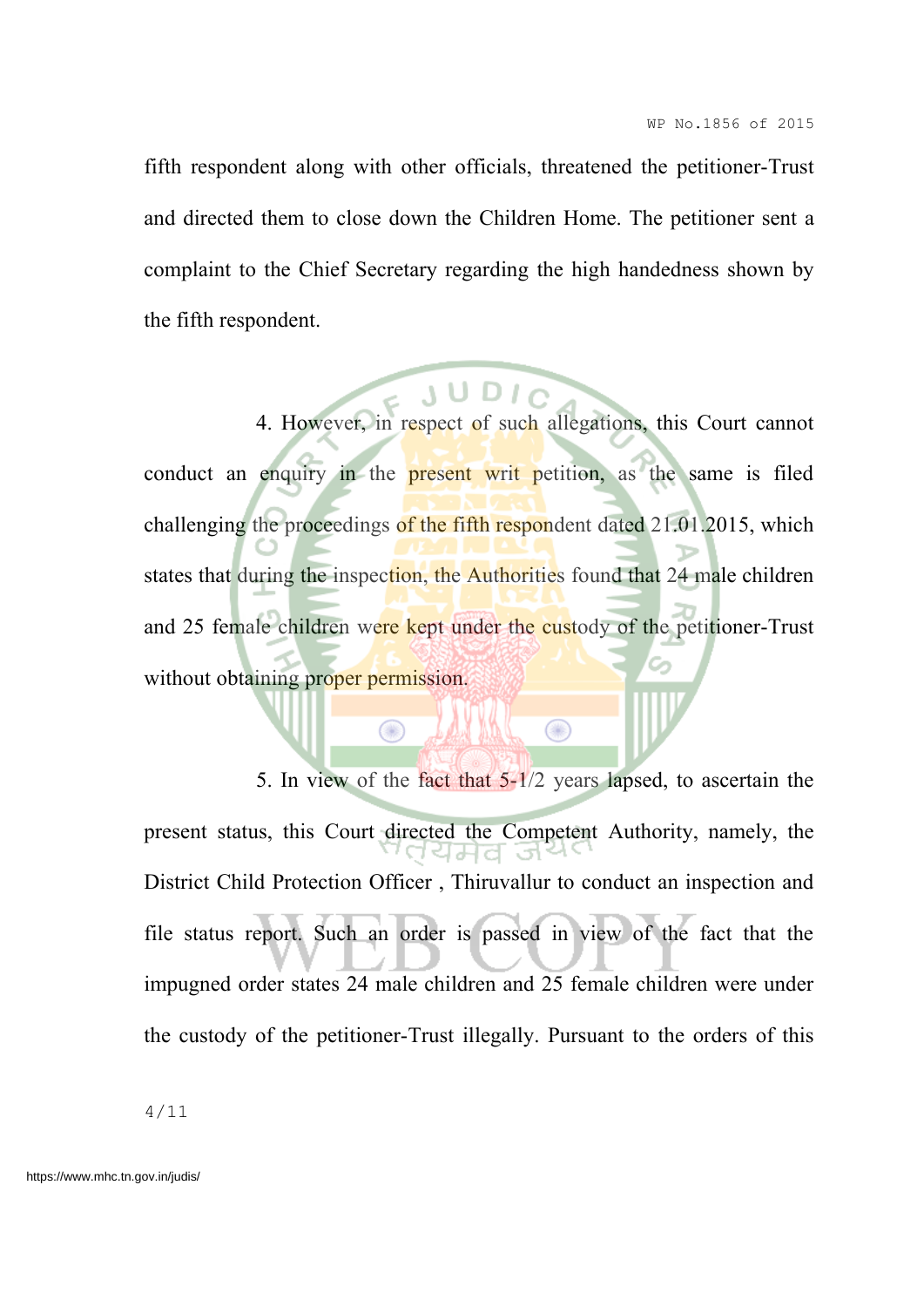fifth respondent along with other officials, threatened the petitioner-Trust and directed them to close down the Children Home. The petitioner sent a complaint to the Chief Secretary regarding the high handedness shown by the fifth respondent.

4. However, in respect of such allegations, this Court cannot conduct an enquiry in the present writ petition, as the same is filed challenging the proceedings of the fifth respondent dated 21.01.2015, which states that during the inspection, the Authorities found that 24 male children and 25 female children were kept under the custody of the petitioner-Trust without obtaining proper permission.

5. In view of the fact that 5-1/2 years lapsed, to ascertain the present status, this Court directed the Competent Authority, namely, the District Child Protection Officer , Thiruvallur to conduct an inspection and file status report. Such an order is passed in view of the fact that the impugned order states 24 male children and 25 female children were under the custody of the petitioner-Trust illegally. Pursuant to the orders of this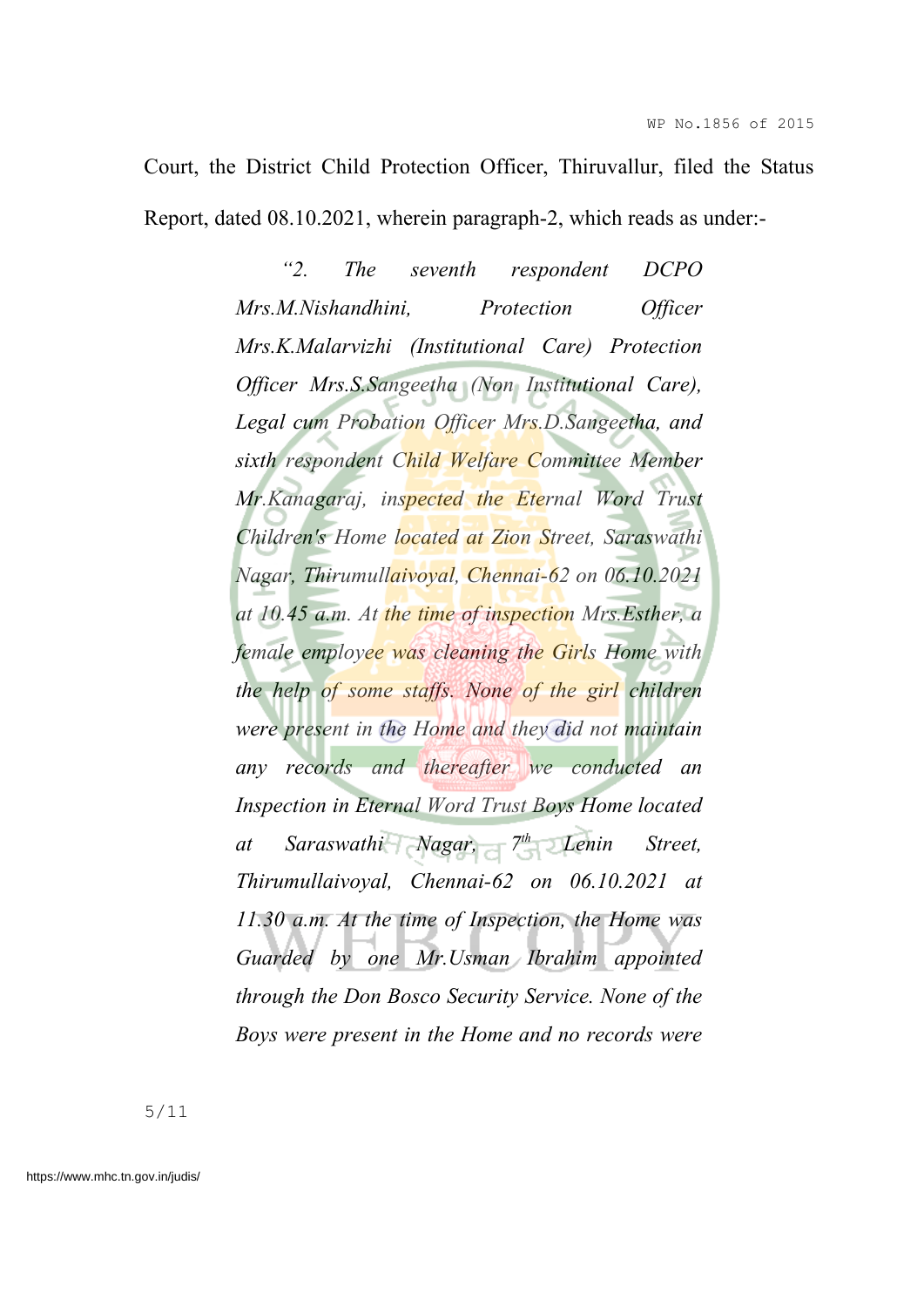Court, the District Child Protection Officer, Thiruvallur, filed the Status Report, dated 08.10.2021, wherein paragraph-2, which reads as under:-

> *"2. The seventh respondent DCPO Mrs.M.Nishandhini, Protection Officer Mrs.K.Malarvizhi (Institutional Care) Protection Officer Mrs.S.Sangeetha (Non Institutional Care), Legal cum Probation Officer Mrs.D.Sangeetha, and sixth respondent Child Welfare Committee Member Mr.Kanagaraj, inspected the Eternal Word Trust Children's Home located at Zion Street, Saraswathi Nagar, Thirumullaivoyal, Chennai-62 on 06.10.2021 at 10.45 a.m. At the time of inspection Mrs.Esther, a female employee was cleaning the Girls Home with the help of some staffs. None of the girl children were present in the Home and they did not maintain any records and thereafter we conducted an Inspection in Eternal Word Trust Boys Home located at Saraswathi Nagar, 7th Lenin Street, Thirumullaivoyal, Chennai-62 on 06.10.2021 at 11.30 a.m. At the time of Inspection, the Home was Guarded by one Mr.Usman Ibrahim appointed through the Don Bosco Security Service. None of the Boys were present in the Home and no records were*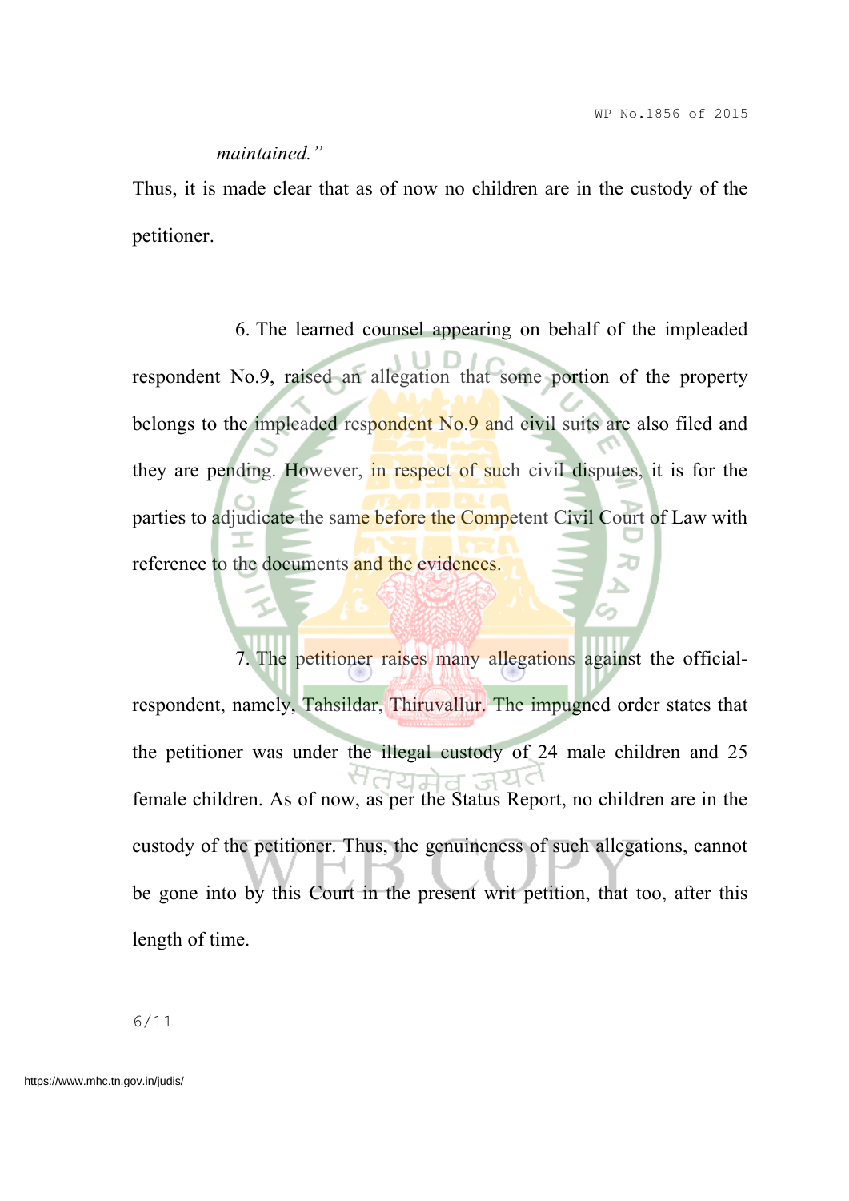*maintained."*

Thus, it is made clear that as of now no children are in the custody of the petitioner.

6. The learned counsel appearing on behalf of the impleaded respondent No.9, raised an allegation that some portion of the property belongs to the impleaded respondent No.9 and civil suits are also filed and they are pending. However, in respect of such civil disputes, it is for the parties to adjudicate the same before the Competent Civil Court of Law with reference to the documents and the evidences.

7. The petitioner raises many allegations against the official-respondent, namely, Tahsildar, Thiruvallur. The impugned order states that the petitioner was under the illegal custody of 24 male children and 25 female children. As of now, as per the Status Report, no children are in the custody of the petitioner. Thus, the genuineness of such allegations, cannot be gone into by this Court in the present writ petition, that too, after this length of time.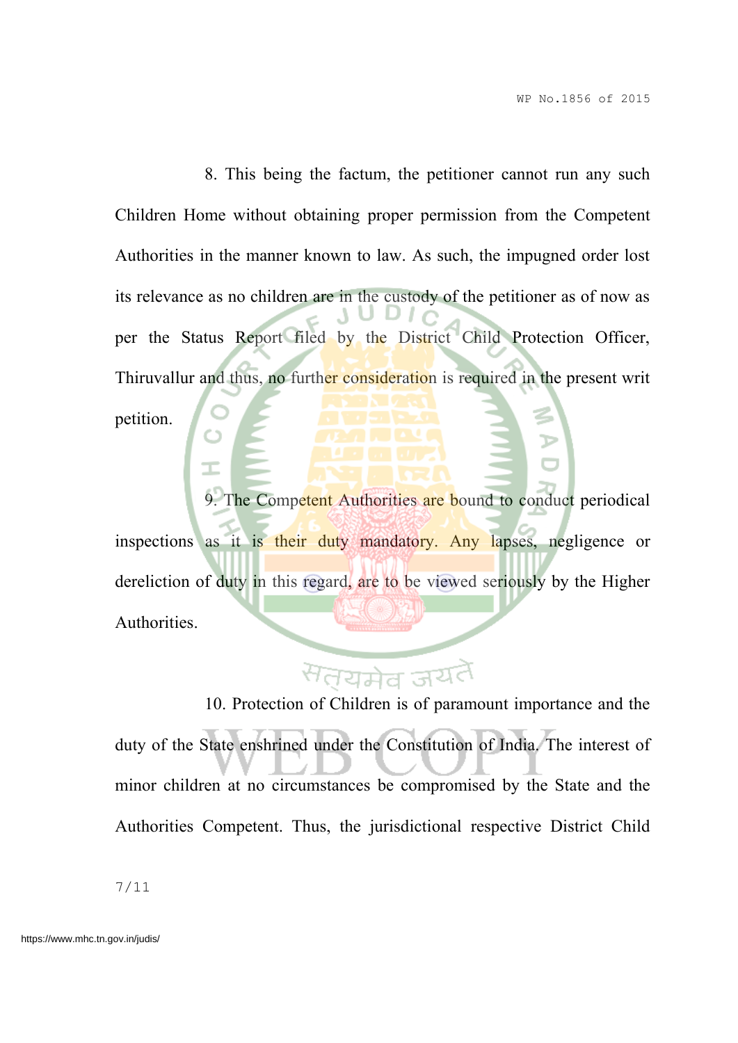8. This being the factum, the petitioner cannot run any such Children Home without obtaining proper permission from the Competent Authorities in the manner known to law. As such, the impugned order lost its relevance as no children are in the custody of the petitioner as of now as per the Status Report filed by the District Child Protection Officer, Thiruvallur and thus, no further consideration is required in the present writ petition.

9. The Competent Authorities are bound to conduct periodical inspections as it is their duty mandatory. Any lapses, negligence or dereliction of duty in this regard, are to be viewed seriously by the Higher Authorities.

10. Protection of Children is of paramount importance and the duty of the State enshrined under the Constitution of India. The interest of minor children at no circumstances be compromised by the State and the Authorities Competent. Thus, the jurisdictional respective District Child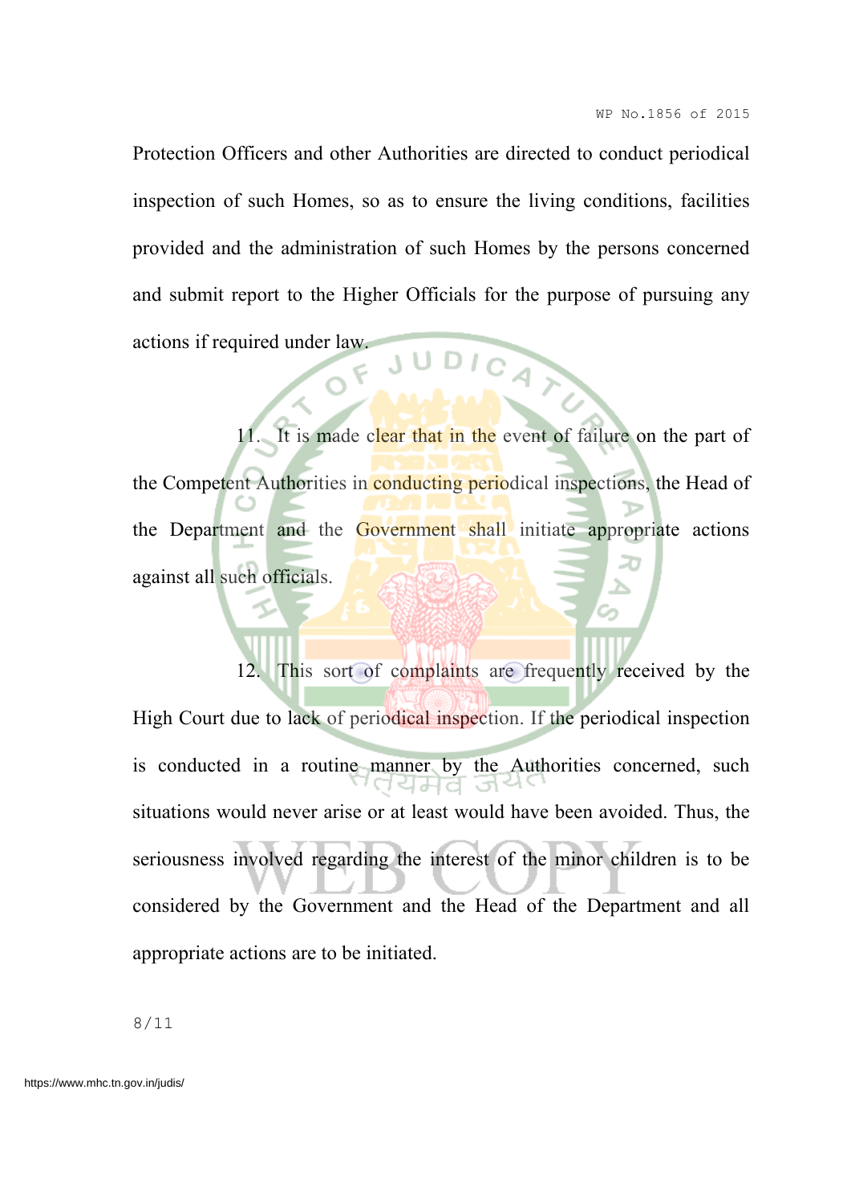Protection Officers and other Authorities are directed to conduct periodical inspection of such Homes, so as to ensure the living conditions, facilities provided and the administration of such Homes by the persons concerned and submit report to the Higher Officials for the purpose of pursuing any actions if required under law.

11. It is made clear that in the event of failure on the part of the Competent Authorities in conducting periodical inspections, the Head of the Department and the Government shall initiate appropriate actions against all such officials.

12. This sort of complaints are frequently received by the High Court due to lack of periodical inspection. If the periodical inspection is conducted in a routine manner by the Authorities concerned, such situations would never arise or at least would have been avoided. Thus, the seriousness involved regarding the interest of the minor children is to be considered by the Government and the Head of the Department and all appropriate actions are to be initiated.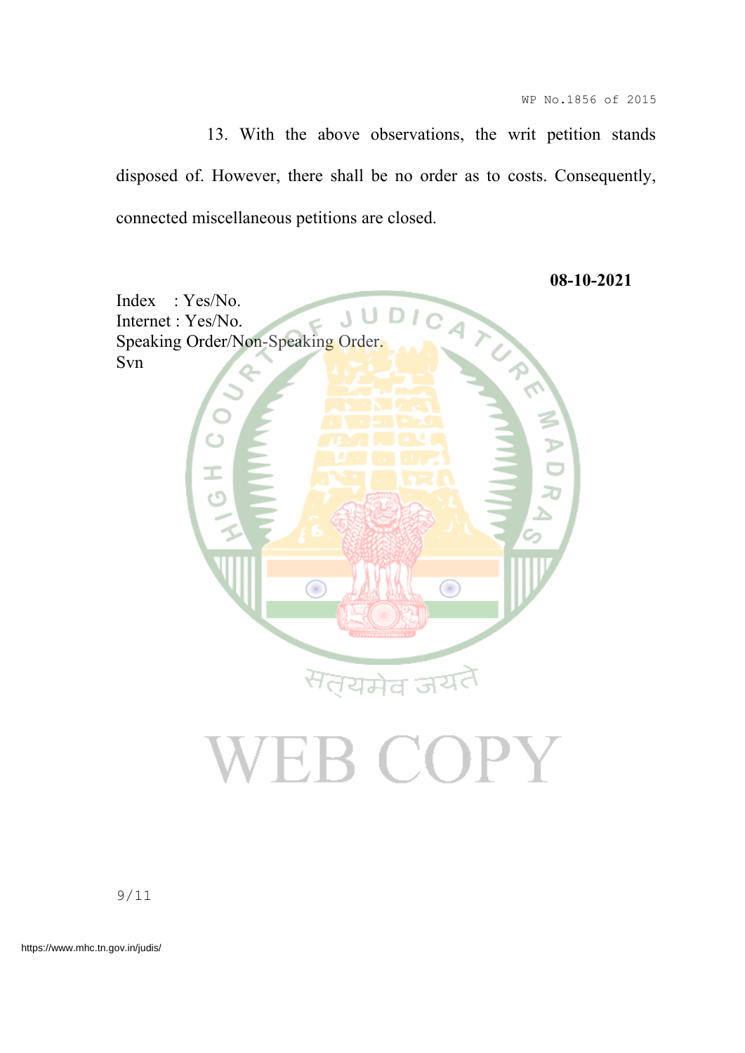13. With the above observations, the writ petition stands disposed of. However, there shall be no order as to costs. Consequently, connected miscellaneous petitions are closed.

**08-10-2021**

Index : Yes/No.
Internet : Yes/No.
Speaking Order/Non-Speaking Order.
Svn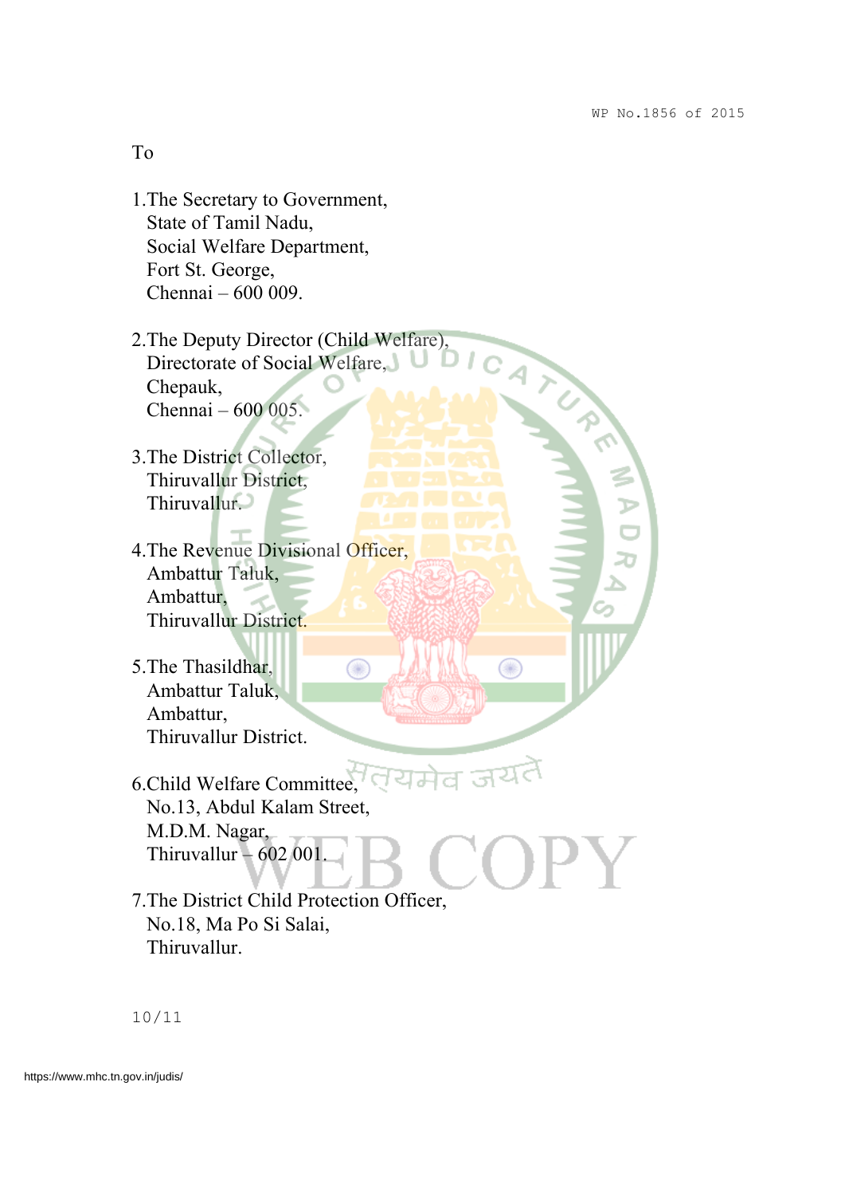To

1.The Secretary to Government,
State of Tamil Nadu,
Social Welfare Department,
Fort St. George,
Chennai – 600 009.

2.The Deputy Director (Child Welfare),
Directorate of Social Welfare,
Chepauk,
Chennai – 600 005.

3.The District Collector,
Thiruvallur District,
Thiruvallur.

4.The Revenue Divisional Officer,
Ambattur Taluk,
Ambattur,
Thiruvallur District.

5.The Thasildhar,
Ambattur Taluk,
Ambattur,
Thiruvallur District.

6.Child Welfare Committee,
No.13, Abdul Kalam Street,
M.D.M. Nagar,
Thiruvallur – 602 001.

7.The District Child Protection Officer,
No.18, Ma Po Si Salai,
Thiruvallur.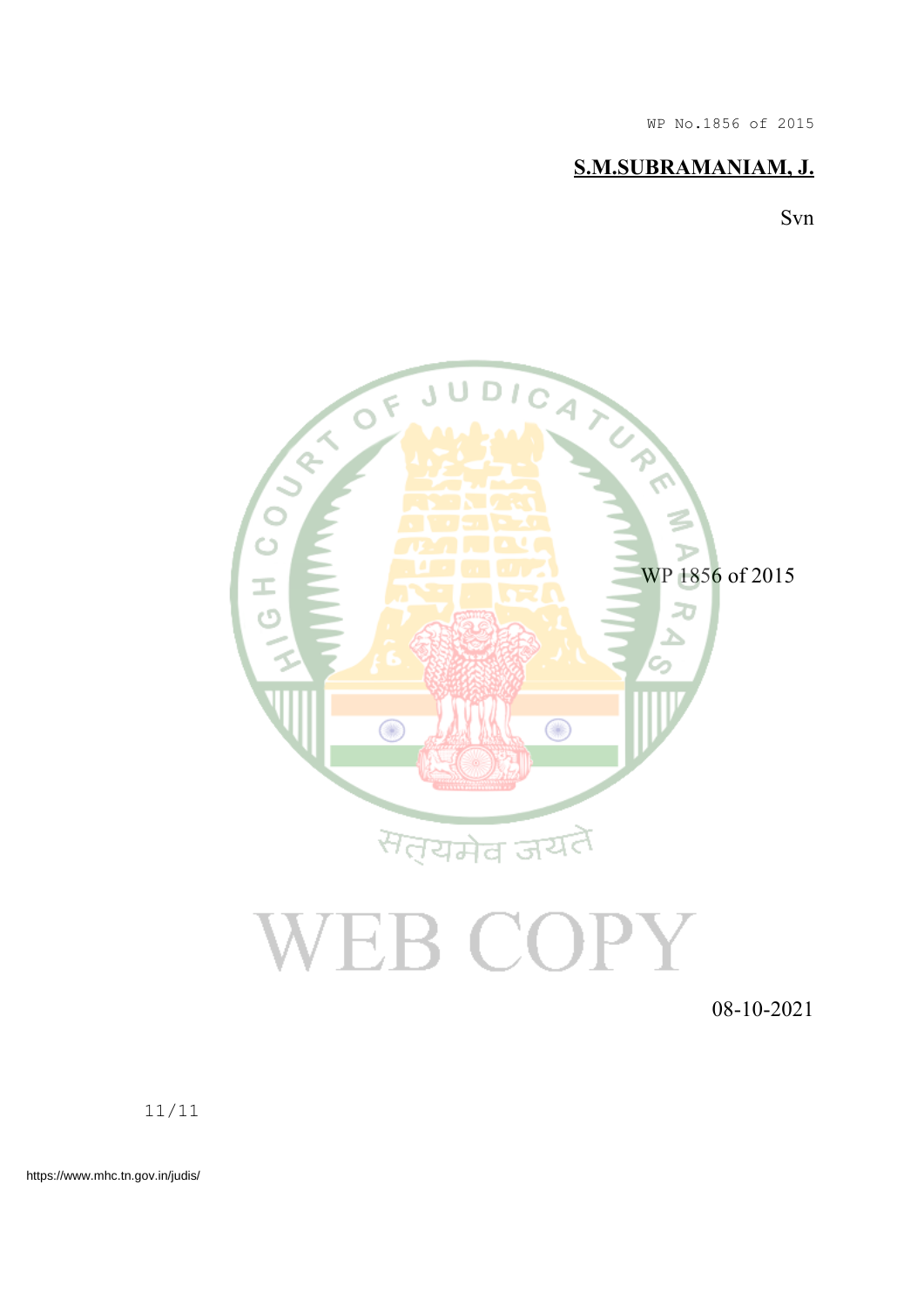**S.M.SUBRAMANIAM, J.**

Svn

WP 1856 of 2015

08-10-2021